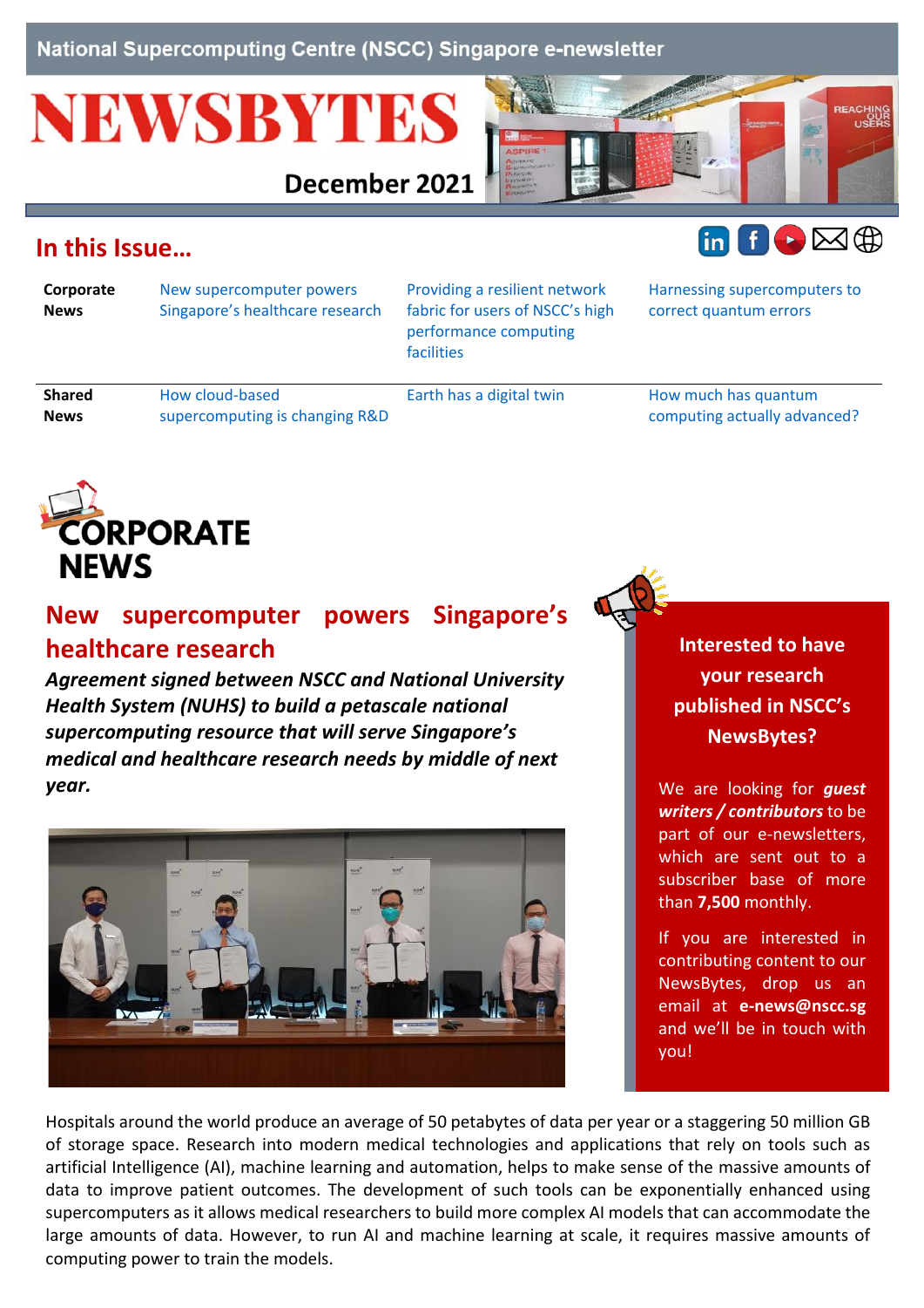National Supercomputing Centre (NSCC) Singapore e-newsletter

# NEWSBYTES

December 2021

## In this Issue…

| | | | |
|---|---|---|---|
| **Corporate News** | New supercomputer powers Singapore's healthcare research | Providing a resilient network fabric for users of NSCC's high performance computing facilities | Harnessing supercomputers to correct quantum errors |
| **Shared News** | How cloud-based supercomputing is changing R&D | Earth has a digital twin | How much has quantum computing actually advanced? |

# CORPORATE NEWS

## New supercomputer powers Singapore's healthcare research

***Agreement signed between NSCC and National University Health System (NUHS) to build a petascale national supercomputing resource that will serve Singapore's medical and healthcare research needs by middle of next year.***

Hospitals around the world produce an average of 50 petabytes of data per year or a staggering 50 million GB of storage space. Research into modern medical technologies and applications that rely on tools such as artificial Intelligence (AI), machine learning and automation, helps to make sense of the massive amounts of data to improve patient outcomes. The development of such tools can be exponentially enhanced using supercomputers as it allows medical researchers to build more complex AI models that can accommodate the large amounts of data. However, to run AI and machine learning at scale, it requires massive amounts of computing power to train the models.

**Interested to have your research published in NSCC's NewsBytes?**

We are looking for ***guest writers / contributors*** to be part of our e-newsletters, which are sent out to a subscriber base of more than **7,500** monthly.

If you are interested in contributing content to our NewsBytes, drop us an email at **e-news@nscc.sg** and we'll be in touch with you!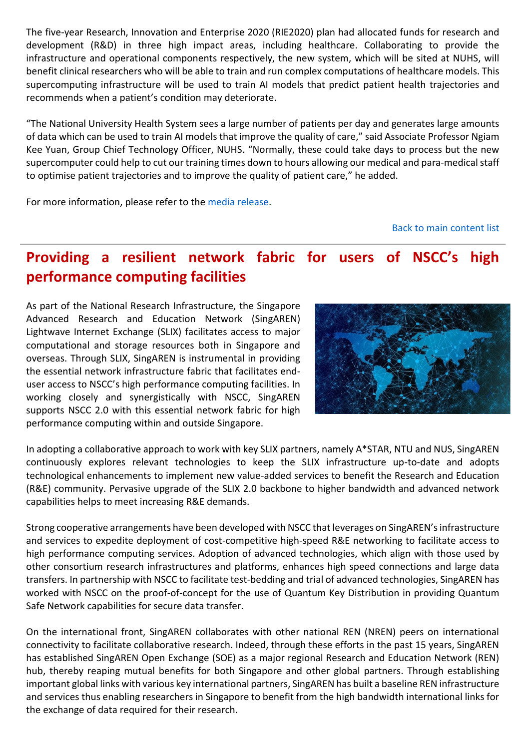The five-year Research, Innovation and Enterprise 2020 (RIE2020) plan had allocated funds for research and development (R&D) in three high impact areas, including healthcare. Collaborating to provide the infrastructure and operational components respectively, the new system, which will be sited at NUHS, will benefit clinical researchers who will be able to train and run complex computations of healthcare models. This supercomputing infrastructure will be used to train AI models that predict patient health trajectories and recommends when a patient's condition may deteriorate.

"The National University Health System sees a large number of patients per day and generates large amounts of data which can be used to train AI models that improve the quality of care," said Associate Professor Ngiam Kee Yuan, Group Chief Technology Officer, NUHS. "Normally, these could take days to process but the new supercomputer could help to cut our training times down to hours allowing our medical and para-medical staff to optimise patient trajectories and to improve the quality of patient care," he added.

For more information, please refer to the media release.

Back to main content list

## Providing a resilient network fabric for users of NSCC's high performance computing facilities

As part of the National Research Infrastructure, the Singapore Advanced Research and Education Network (SingAREN) Lightwave Internet Exchange (SLIX) facilitates access to major computational and storage resources both in Singapore and overseas. Through SLIX, SingAREN is instrumental in providing the essential network infrastructure fabric that facilitates end-user access to NSCC's high performance computing facilities. In working closely and synergistically with NSCC, SingAREN supports NSCC 2.0 with this essential network fabric for high performance computing within and outside Singapore.

In adopting a collaborative approach to work with key SLIX partners, namely A*STAR, NTU and NUS, SingAREN continuously explores relevant technologies to keep the SLIX infrastructure up-to-date and adopts technological enhancements to implement new value-added services to benefit the Research and Education (R&E) community. Pervasive upgrade of the SLIX 2.0 backbone to higher bandwidth and advanced network capabilities helps to meet increasing R&E demands.

Strong cooperative arrangements have been developed with NSCC that leverages on SingAREN's infrastructure and services to expedite deployment of cost-competitive high-speed R&E networking to facilitate access to high performance computing services. Adoption of advanced technologies, which align with those used by other consortium research infrastructures and platforms, enhances high speed connections and large data transfers. In partnership with NSCC to facilitate test-bedding and trial of advanced technologies, SingAREN has worked with NSCC on the proof-of-concept for the use of Quantum Key Distribution in providing Quantum Safe Network capabilities for secure data transfer.

On the international front, SingAREN collaborates with other national REN (NREN) peers on international connectivity to facilitate collaborative research. Indeed, through these efforts in the past 15 years, SingAREN has established SingAREN Open Exchange (SOE) as a major regional Research and Education Network (REN) hub, thereby reaping mutual benefits for both Singapore and other global partners. Through establishing important global links with various key international partners, SingAREN has built a baseline REN infrastructure and services thus enabling researchers in Singapore to benefit from the high bandwidth international links for the exchange of data required for their research.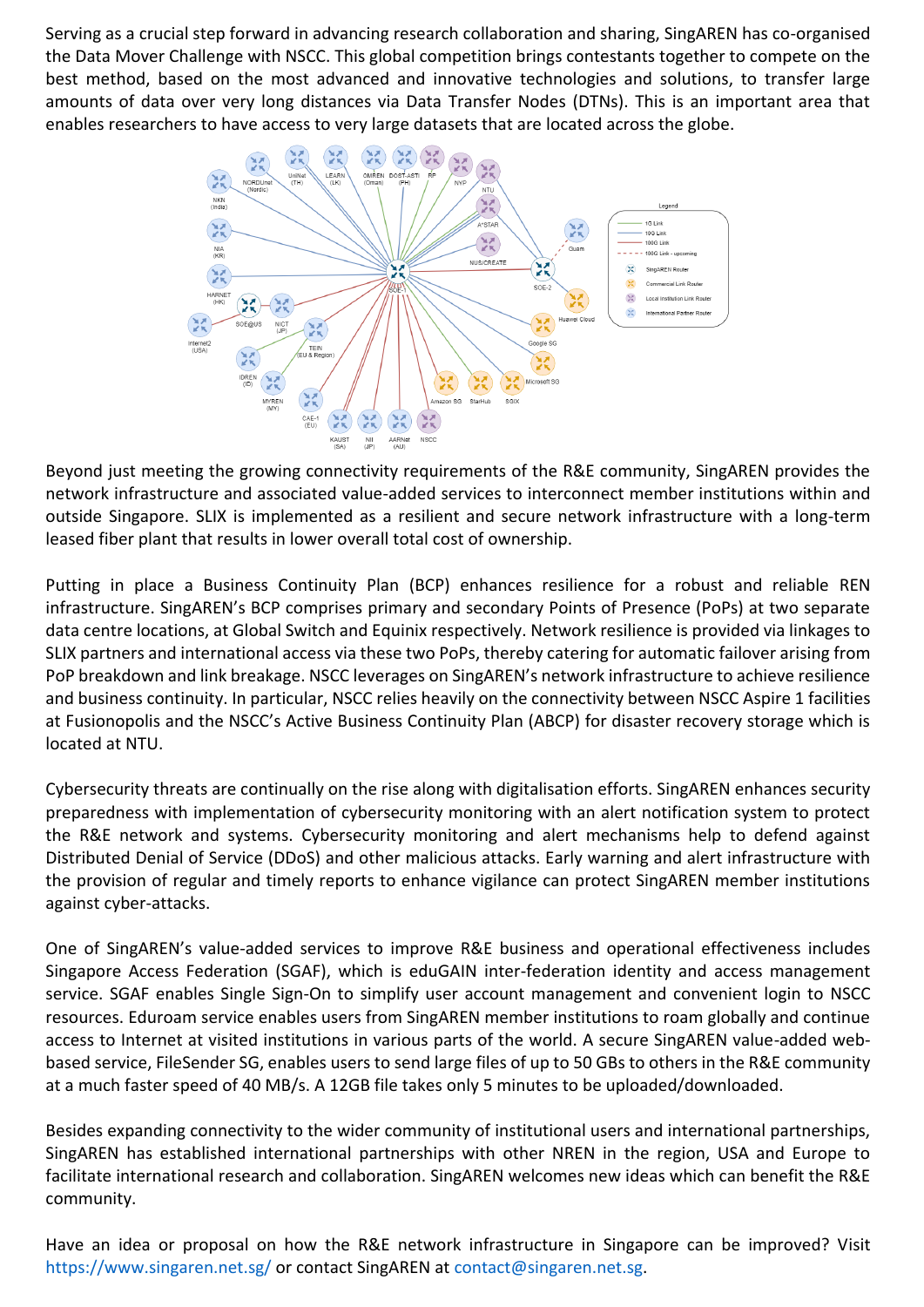Serving as a crucial step forward in advancing research collaboration and sharing, SingAREN has co-organised the Data Mover Challenge with NSCC. This global competition brings contestants together to compete on the best method, based on the most advanced and innovative technologies and solutions, to transfer large amounts of data over very long distances via Data Transfer Nodes (DTNs). This is an important area that enables researchers to have access to very large datasets that are located across the globe.

Beyond just meeting the growing connectivity requirements of the R&E community, SingAREN provides the network infrastructure and associated value-added services to interconnect member institutions within and outside Singapore. SLIX is implemented as a resilient and secure network infrastructure with a long-term leased fiber plant that results in lower overall total cost of ownership.

Putting in place a Business Continuity Plan (BCP) enhances resilience for a robust and reliable REN infrastructure. SingAREN's BCP comprises primary and secondary Points of Presence (PoPs) at two separate data centre locations, at Global Switch and Equinix respectively. Network resilience is provided via linkages to SLIX partners and international access via these two PoPs, thereby catering for automatic failover arising from PoP breakdown and link breakage. NSCC leverages on SingAREN's network infrastructure to achieve resilience and business continuity. In particular, NSCC relies heavily on the connectivity between NSCC Aspire 1 facilities at Fusionopolis and the NSCC's Active Business Continuity Plan (ABCP) for disaster recovery storage which is located at NTU.

Cybersecurity threats are continually on the rise along with digitalisation efforts. SingAREN enhances security preparedness with implementation of cybersecurity monitoring with an alert notification system to protect the R&E network and systems. Cybersecurity monitoring and alert mechanisms help to defend against Distributed Denial of Service (DDoS) and other malicious attacks. Early warning and alert infrastructure with the provision of regular and timely reports to enhance vigilance can protect SingAREN member institutions against cyber-attacks.

One of SingAREN's value-added services to improve R&E business and operational effectiveness includes Singapore Access Federation (SGAF), which is eduGAIN inter-federation identity and access management service. SGAF enables Single Sign-On to simplify user account management and convenient login to NSCC resources. Eduroam service enables users from SingAREN member institutions to roam globally and continue access to Internet at visited institutions in various parts of the world. A secure SingAREN value-added web-based service, FileSender SG, enables users to send large files of up to 50 GBs to others in the R&E community at a much faster speed of 40 MB/s. A 12GB file takes only 5 minutes to be uploaded/downloaded.

Besides expanding connectivity to the wider community of institutional users and international partnerships, SingAREN has established international partnerships with other NREN in the region, USA and Europe to facilitate international research and collaboration. SingAREN welcomes new ideas which can benefit the R&E community.

Have an idea or proposal on how the R&E network infrastructure in Singapore can be improved? Visit https://www.singaren.net.sg/ or contact SingAREN at contact@singaren.net.sg.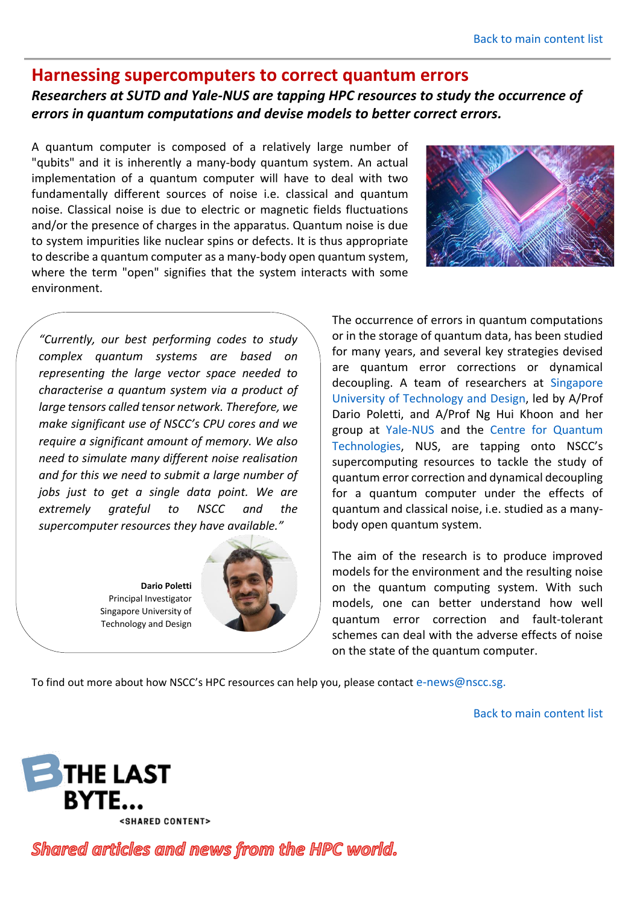Back to main content list

# Harnessing supercomputers to correct quantum errors

***Researchers at SUTD and Yale-NUS are tapping HPC resources to study the occurrence of errors in quantum computations and devise models to better correct errors.***

A quantum computer is composed of a relatively large number of "qubits" and it is inherently a many-body quantum system. An actual implementation of a quantum computer will have to deal with two fundamentally different sources of noise i.e. classical and quantum noise. Classical noise is due to electric or magnetic fields fluctuations and/or the presence of charges in the apparatus. Quantum noise is due to system impurities like nuclear spins or defects. It is thus appropriate to describe a quantum computer as a many-body open quantum system, where the term "open" signifies that the system interacts with some environment.

*"Currently, our best performing codes to study complex quantum systems are based on representing the large vector space needed to characterise a quantum system via a product of large tensors called tensor network. Therefore, we make significant use of NSCC's CPU cores and we require a significant amount of memory. We also need to simulate many different noise realisation and for this we need to submit a large number of jobs just to get a single data point. We are extremely grateful to NSCC and the supercomputer resources they have available."*

**Dario Poletti**
Principal Investigator
Singapore University of Technology and Design

The occurrence of errors in quantum computations or in the storage of quantum data, has been studied for many years, and several key strategies devised are quantum error corrections or dynamical decoupling. A team of researchers at Singapore University of Technology and Design, led by A/Prof Dario Poletti, and A/Prof Ng Hui Khoon and her group at Yale-NUS and the Centre for Quantum Technologies, NUS, are tapping onto NSCC's supercomputing resources to tackle the study of quantum error correction and dynamical decoupling for a quantum computer under the effects of quantum and classical noise, i.e. studied as a many-body open quantum system.

The aim of the research is to produce improved models for the environment and the resulting noise on the quantum computing system. With such models, one can better understand how well quantum error correction and fault-tolerant schemes can deal with the adverse effects of noise on the state of the quantum computer.

To find out more about how NSCC's HPC resources can help you, please contact e-news@nscc.sg.

Back to main content list

**THE LAST BYTE...**
<SHARED CONTENT>

***Shared articles and news from the HPC world.***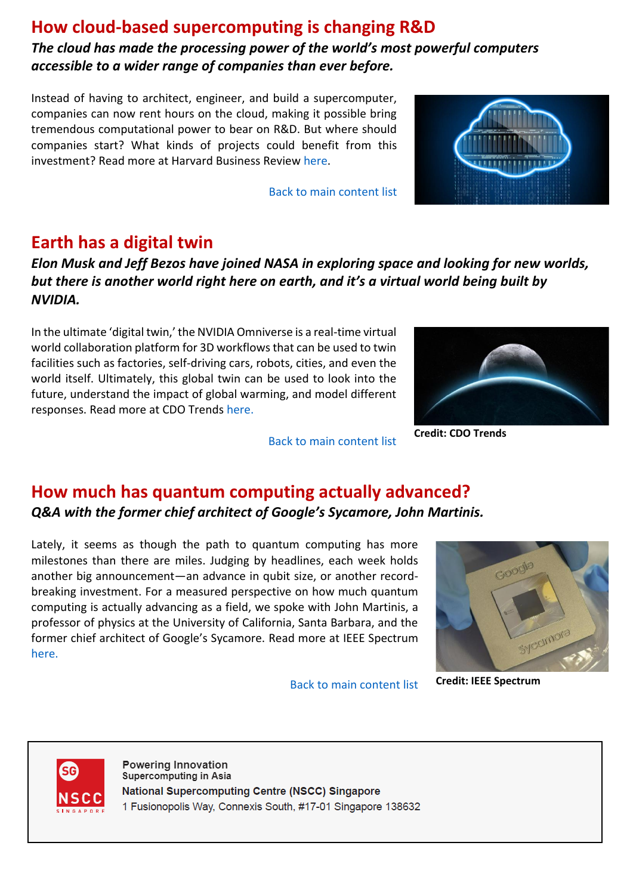## How cloud-based supercomputing is changing R&D

***The cloud has made the processing power of the world's most powerful computers accessible to a wider range of companies than ever before.***

Instead of having to architect, engineer, and build a supercomputer, companies can now rent hours on the cloud, making it possible bring tremendous computational power to bear on R&D. But where should companies start? What kinds of projects could benefit from this investment? Read more at Harvard Business Review here.

Back to main content list

## Earth has a digital twin

***Elon Musk and Jeff Bezos have joined NASA in exploring space and looking for new worlds, but there is another world right here on earth, and it's a virtual world being built by NVIDIA.***

In the ultimate 'digital twin,' the NVIDIA Omniverse is a real-time virtual world collaboration platform for 3D workflows that can be used to twin facilities such as factories, self-driving cars, robots, cities, and even the world itself. Ultimately, this global twin can be used to look into the future, understand the impact of global warming, and model different responses. Read more at CDO Trends here.

**Credit: CDO Trends**

Back to main content list

## How much has quantum computing actually advanced?

***Q&A with the former chief architect of Google's Sycamore, John Martinis.***

Lately, it seems as though the path to quantum computing has more milestones than there are miles. Judging by headlines, each week holds another big announcement—an advance in qubit size, or another record-breaking investment. For a measured perspective on how much quantum computing is actually advancing as a field, we spoke with John Martinis, a professor of physics at the University of California, Santa Barbara, and the former chief architect of Google's Sycamore. Read more at IEEE Spectrum here.

**Credit: IEEE Spectrum**

Back to main content list

---

**Powering Innovation**
**Supercomputing in Asia**
**National Supercomputing Centre (NSCC) Singapore**
1 Fusionopolis Way, Connexis South, #17-01 Singapore 138632